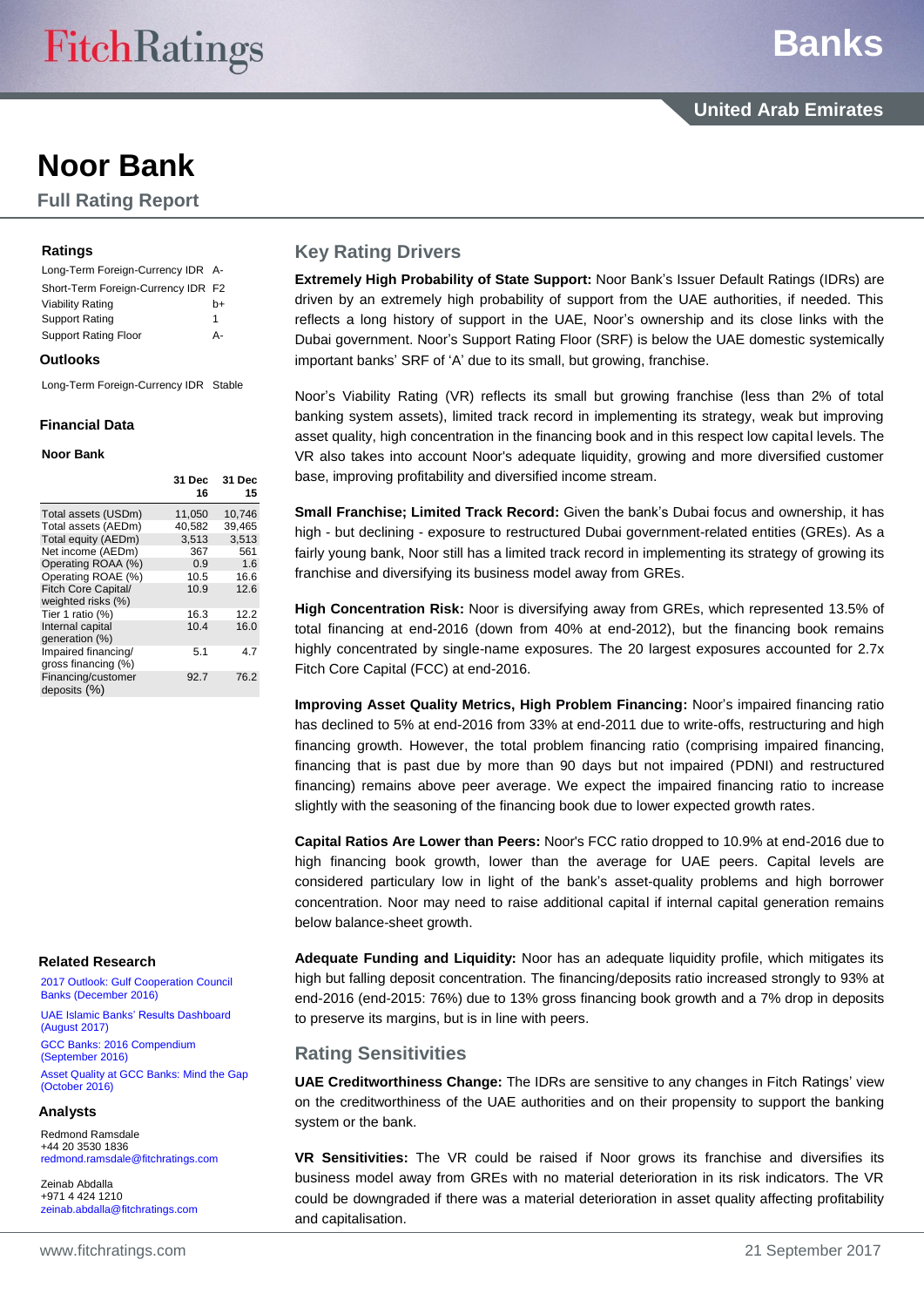# Noor Bank

## Full Rating Report

### Ratings

| | |
|---|---|
| Long-Term Foreign-Currency IDR | A- |
| Short-Term Foreign-Currency IDR | F2 |
| Viability Rating | b+ |
| Support Rating | 1 |
| Support Rating Floor | A- |

### Outlooks

| | |
|---|---|
| Long-Term Foreign-Currency IDR | Stable |

### Financial Data

**Noor Bank**

| | 31 Dec 16 | 31 Dec 15 |
|---|---|---|
| Total assets (USDm) | 11,050 | 10,746 |
| Total assets (AEDm) | 40,582 | 39,465 |
| Total equity (AEDm) | 3,513 | 3,513 |
| Net income (AEDm) | 367 | 561 |
| Operating ROAA (%) | 0.9 | 1.6 |
| Operating ROAE (%) | 10.5 | 16.6 |
| Fitch Core Capital/ weighted risks (%) | 10.9 | 12.6 |
| Tier 1 ratio (%) | 16.3 | 12.2 |
| Internal capital generation (%) | 10.4 | 16.0 |
| Impaired financing/ gross financing (%) | 5.1 | 4.7 |
| Financing/customer deposits (%) | 92.7 | 76.2 |

### Related Research

2017 Outlook: Gulf Cooperation Council Banks (December 2016)

UAE Islamic Banks' Results Dashboard (August 2017)

GCC Banks: 2016 Compendium (September 2016)

Asset Quality at GCC Banks: Mind the Gap (October 2016)

### Analysts

Redmond Ramsdale
+44 20 3530 1836
redmond.ramsdale@fitchratings.com

Zeinab Abdalla
+971 4 424 1210
zeinab.abdalla@fitchratings.com

## Key Rating Drivers

**Extremely High Probability of State Support:** Noor Bank's Issuer Default Ratings (IDRs) are driven by an extremely high probability of support from the UAE authorities, if needed. This reflects a long history of support in the UAE, Noor's ownership and its close links with the Dubai government. Noor's Support Rating Floor (SRF) is below the UAE domestic systemically important banks' SRF of 'A' due to its small, but growing, franchise.

Noor's Viability Rating (VR) reflects its small but growing franchise (less than 2% of total banking system assets), limited track record in implementing its strategy, weak but improving asset quality, high concentration in the financing book and in this respect low capital levels. The VR also takes into account Noor's adequate liquidity, growing and more diversified customer base, improving profitability and diversified income stream.

**Small Franchise; Limited Track Record:** Given the bank's Dubai focus and ownership, it has high - but declining - exposure to restructured Dubai government-related entities (GREs). As a fairly young bank, Noor still has a limited track record in implementing its strategy of growing its franchise and diversifying its business model away from GREs.

**High Concentration Risk:** Noor is diversifying away from GREs, which represented 13.5% of total financing at end-2016 (down from 40% at end-2012), but the financing book remains highly concentrated by single-name exposures. The 20 largest exposures accounted for 2.7x Fitch Core Capital (FCC) at end-2016.

**Improving Asset Quality Metrics, High Problem Financing:** Noor's impaired financing ratio has declined to 5% at end-2016 from 33% at end-2011 due to write-offs, restructuring and high financing growth. However, the total problem financing ratio (comprising impaired financing, financing that is past due by more than 90 days but not impaired (PDNI) and restructured financing) remains above peer average. We expect the impaired financing ratio to increase slightly with the seasoning of the financing book due to lower expected growth rates.

**Capital Ratios Are Lower than Peers:** Noor's FCC ratio dropped to 10.9% at end-2016 due to high financing book growth, lower than the average for UAE peers. Capital levels are considered particulary low in light of the bank's asset-quality problems and high borrower concentration. Noor may need to raise additional capital if internal capital generation remains below balance-sheet growth.

**Adequate Funding and Liquidity:** Noor has an adequate liquidity profile, which mitigates its high but falling deposit concentration. The financing/deposits ratio increased strongly to 93% at end-2016 (end-2015: 76%) due to 13% gross financing book growth and a 7% drop in deposits to preserve its margins, but is in line with peers.

## Rating Sensitivities

**UAE Creditworthiness Change:** The IDRs are sensitive to any changes in Fitch Ratings' view on the creditworthiness of the UAE authorities and on their propensity to support the banking system or the bank.

**VR Sensitivities:** The VR could be raised if Noor grows its franchise and diversifies its business model away from GREs with no material deterioration in its risk indicators. The VR could be downgraded if there was a material deterioration in asset quality affecting profitability and capitalisation.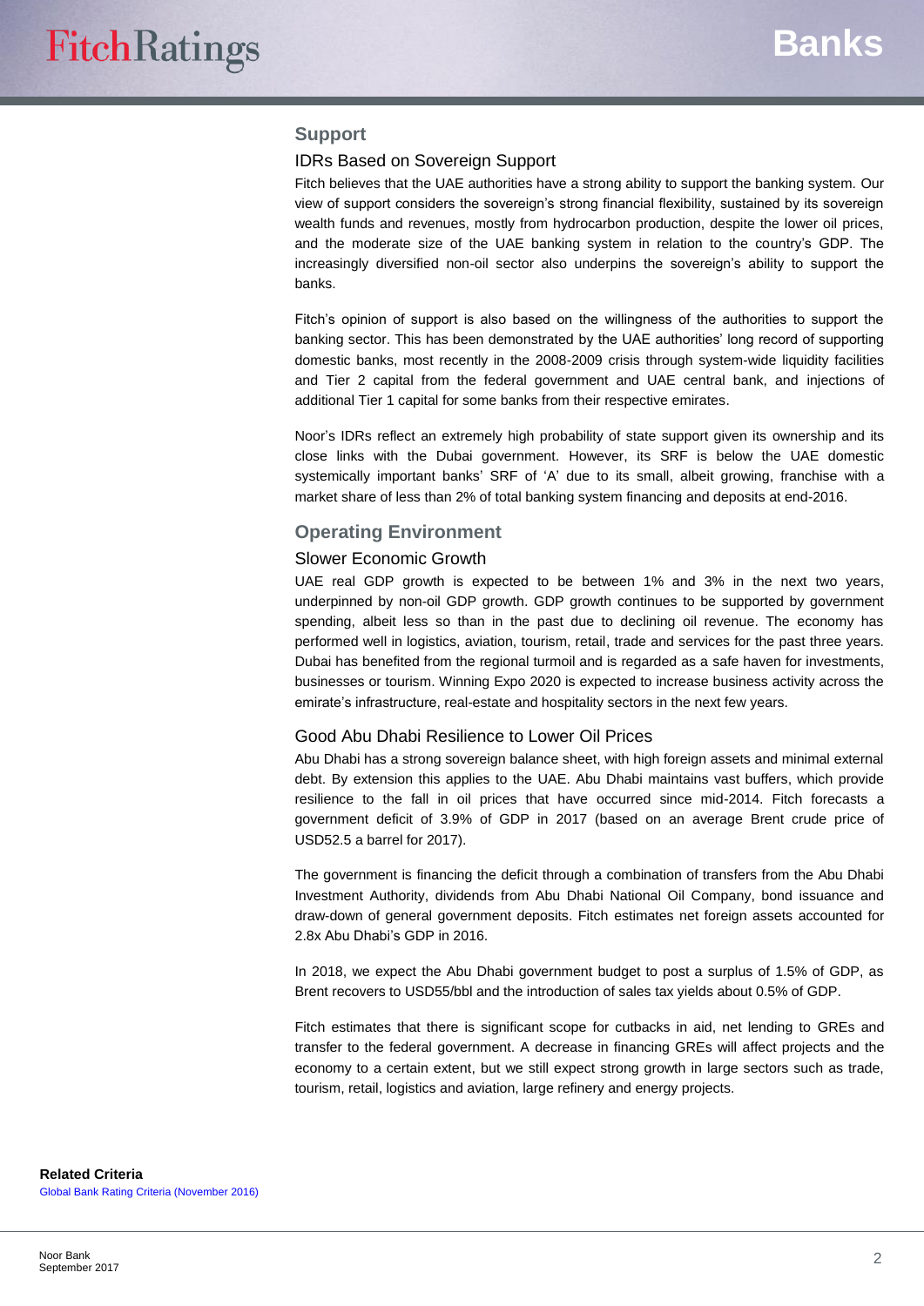## Support

### IDRs Based on Sovereign Support

Fitch believes that the UAE authorities have a strong ability to support the banking system. Our view of support considers the sovereign's strong financial flexibility, sustained by its sovereign wealth funds and revenues, mostly from hydrocarbon production, despite the lower oil prices, and the moderate size of the UAE banking system in relation to the country's GDP. The increasingly diversified non-oil sector also underpins the sovereign's ability to support the banks.

Fitch's opinion of support is also based on the willingness of the authorities to support the banking sector. This has been demonstrated by the UAE authorities' long record of supporting domestic banks, most recently in the 2008-2009 crisis through system-wide liquidity facilities and Tier 2 capital from the federal government and UAE central bank, and injections of additional Tier 1 capital for some banks from their respective emirates.

Noor's IDRs reflect an extremely high probability of state support given its ownership and its close links with the Dubai government. However, its SRF is below the UAE domestic systemically important banks' SRF of 'A' due to its small, albeit growing, franchise with a market share of less than 2% of total banking system financing and deposits at end-2016.

## Operating Environment

### Slower Economic Growth

UAE real GDP growth is expected to be between 1% and 3% in the next two years, underpinned by non-oil GDP growth. GDP growth continues to be supported by government spending, albeit less so than in the past due to declining oil revenue. The economy has performed well in logistics, aviation, tourism, retail, trade and services for the past three years. Dubai has benefited from the regional turmoil and is regarded as a safe haven for investments, businesses or tourism. Winning Expo 2020 is expected to increase business activity across the emirate's infrastructure, real-estate and hospitality sectors in the next few years.

### Good Abu Dhabi Resilience to Lower Oil Prices

Abu Dhabi has a strong sovereign balance sheet, with high foreign assets and minimal external debt. By extension this applies to the UAE. Abu Dhabi maintains vast buffers, which provide resilience to the fall in oil prices that have occurred since mid-2014. Fitch forecasts a government deficit of 3.9% of GDP in 2017 (based on an average Brent crude price of USD52.5 a barrel for 2017).

The government is financing the deficit through a combination of transfers from the Abu Dhabi Investment Authority, dividends from Abu Dhabi National Oil Company, bond issuance and draw-down of general government deposits. Fitch estimates net foreign assets accounted for 2.8x Abu Dhabi's GDP in 2016.

In 2018, we expect the Abu Dhabi government budget to post a surplus of 1.5% of GDP, as Brent recovers to USD55/bbl and the introduction of sales tax yields about 0.5% of GDP.

Fitch estimates that there is significant scope for cutbacks in aid, net lending to GREs and transfer to the federal government. A decrease in financing GREs will affect projects and the economy to a certain extent, but we still expect strong growth in large sectors such as trade, tourism, retail, logistics and aviation, large refinery and energy projects.

**Related Criteria**

Global Bank Rating Criteria (November 2016)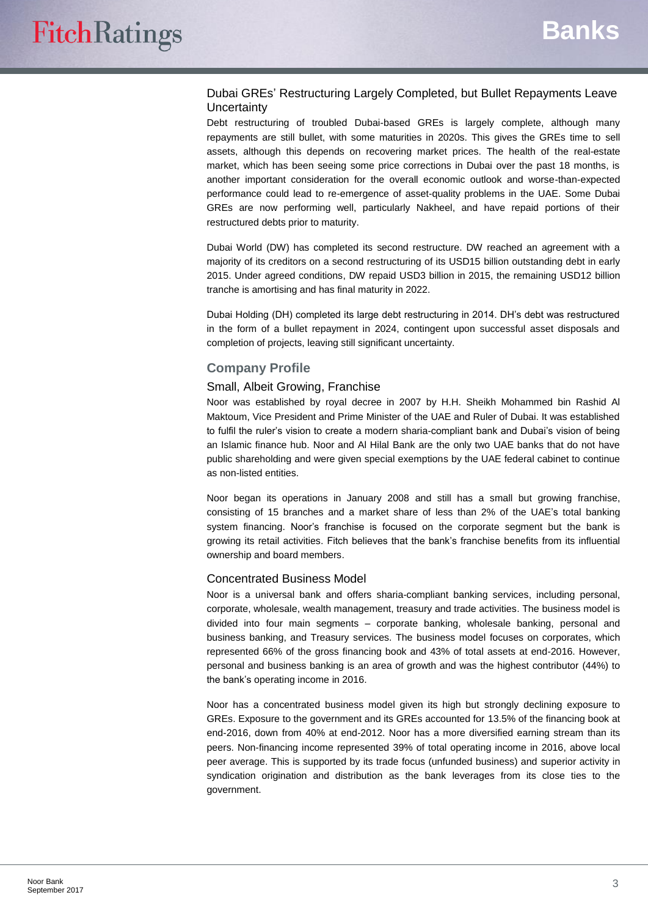### Dubai GREs' Restructuring Largely Completed, but Bullet Repayments Leave Uncertainty

Debt restructuring of troubled Dubai-based GREs is largely complete, although many repayments are still bullet, with some maturities in 2020s. This gives the GREs time to sell assets, although this depends on recovering market prices. The health of the real-estate market, which has been seeing some price corrections in Dubai over the past 18 months, is another important consideration for the overall economic outlook and worse-than-expected performance could lead to re-emergence of asset-quality problems in the UAE. Some Dubai GREs are now performing well, particularly Nakheel, and have repaid portions of their restructured debts prior to maturity.

Dubai World (DW) has completed its second restructure. DW reached an agreement with a majority of its creditors on a second restructuring of its USD15 billion outstanding debt in early 2015. Under agreed conditions, DW repaid USD3 billion in 2015, the remaining USD12 billion tranche is amortising and has final maturity in 2022.

Dubai Holding (DH) completed its large debt restructuring in 2014. DH's debt was restructured in the form of a bullet repayment in 2024, contingent upon successful asset disposals and completion of projects, leaving still significant uncertainty.

## Company Profile

### Small, Albeit Growing, Franchise

Noor was established by royal decree in 2007 by H.H. Sheikh Mohammed bin Rashid Al Maktoum, Vice President and Prime Minister of the UAE and Ruler of Dubai. It was established to fulfil the ruler's vision to create a modern sharia-compliant bank and Dubai's vision of being an Islamic finance hub. Noor and Al Hilal Bank are the only two UAE banks that do not have public shareholding and were given special exemptions by the UAE federal cabinet to continue as non-listed entities.

Noor began its operations in January 2008 and still has a small but growing franchise, consisting of 15 branches and a market share of less than 2% of the UAE's total banking system financing. Noor's franchise is focused on the corporate segment but the bank is growing its retail activities. Fitch believes that the bank's franchise benefits from its influential ownership and board members.

### Concentrated Business Model

Noor is a universal bank and offers sharia-compliant banking services, including personal, corporate, wholesale, wealth management, treasury and trade activities. The business model is divided into four main segments – corporate banking, wholesale banking, personal and business banking, and Treasury services. The business model focuses on corporates, which represented 66% of the gross financing book and 43% of total assets at end-2016. However, personal and business banking is an area of growth and was the highest contributor (44%) to the bank's operating income in 2016.

Noor has a concentrated business model given its high but strongly declining exposure to GREs. Exposure to the government and its GREs accounted for 13.5% of the financing book at end-2016, down from 40% at end-2012. Noor has a more diversified earning stream than its peers. Non-financing income represented 39% of total operating income in 2016, above local peer average. This is supported by its trade focus (unfunded business) and superior activity in syndication origination and distribution as the bank leverages from its close ties to the government.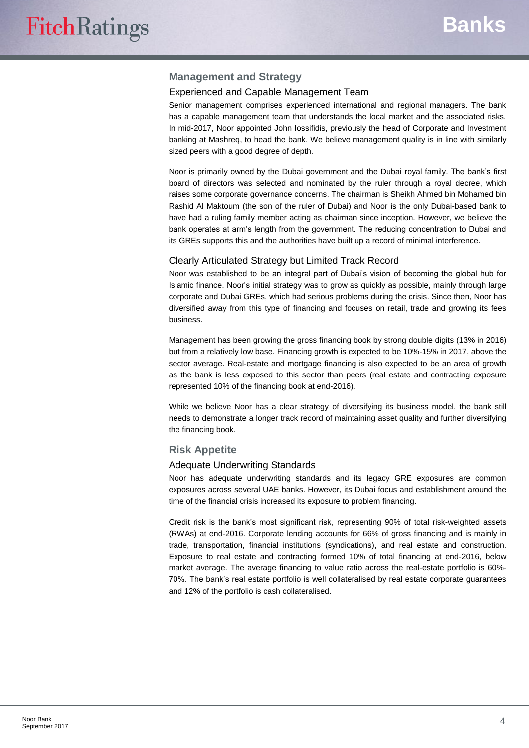## Management and Strategy

### Experienced and Capable Management Team

Senior management comprises experienced international and regional managers. The bank has a capable management team that understands the local market and the associated risks. In mid-2017, Noor appointed John Iossifidis, previously the head of Corporate and Investment banking at Mashreq, to head the bank. We believe management quality is in line with similarly sized peers with a good degree of depth.

Noor is primarily owned by the Dubai government and the Dubai royal family. The bank's first board of directors was selected and nominated by the ruler through a royal decree, which raises some corporate governance concerns. The chairman is Sheikh Ahmed bin Mohamed bin Rashid Al Maktoum (the son of the ruler of Dubai) and Noor is the only Dubai-based bank to have had a ruling family member acting as chairman since inception. However, we believe the bank operates at arm's length from the government. The reducing concentration to Dubai and its GREs supports this and the authorities have built up a record of minimal interference.

### Clearly Articulated Strategy but Limited Track Record

Noor was established to be an integral part of Dubai's vision of becoming the global hub for Islamic finance. Noor's initial strategy was to grow as quickly as possible, mainly through large corporate and Dubai GREs, which had serious problems during the crisis. Since then, Noor has diversified away from this type of financing and focuses on retail, trade and growing its fees business.

Management has been growing the gross financing book by strong double digits (13% in 2016) but from a relatively low base. Financing growth is expected to be 10%-15% in 2017, above the sector average. Real-estate and mortgage financing is also expected to be an area of growth as the bank is less exposed to this sector than peers (real estate and contracting exposure represented 10% of the financing book at end-2016).

While we believe Noor has a clear strategy of diversifying its business model, the bank still needs to demonstrate a longer track record of maintaining asset quality and further diversifying the financing book.

## Risk Appetite

### Adequate Underwriting Standards

Noor has adequate underwriting standards and its legacy GRE exposures are common exposures across several UAE banks. However, its Dubai focus and establishment around the time of the financial crisis increased its exposure to problem financing.

Credit risk is the bank's most significant risk, representing 90% of total risk-weighted assets (RWAs) at end-2016. Corporate lending accounts for 66% of gross financing and is mainly in trade, transportation, financial institutions (syndications), and real estate and construction. Exposure to real estate and contracting formed 10% of total financing at end-2016, below market average. The average financing to value ratio across the real-estate portfolio is 60%-70%. The bank's real estate portfolio is well collateralised by real estate corporate guarantees and 12% of the portfolio is cash collateralised.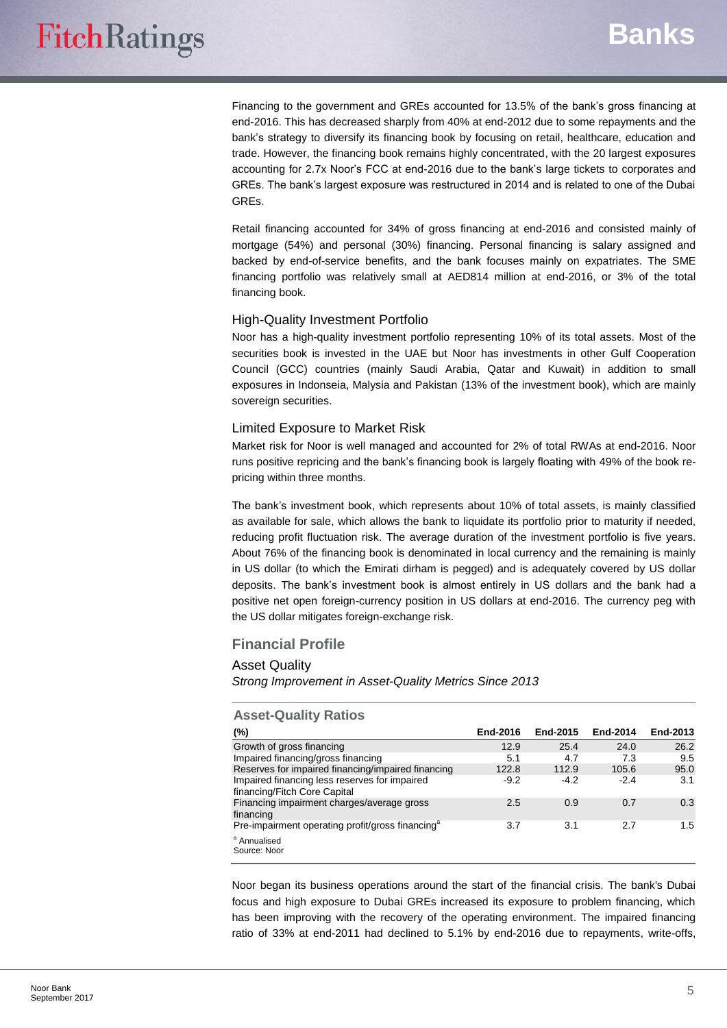Financing to the government and GREs accounted for 13.5% of the bank's gross financing at end-2016. This has decreased sharply from 40% at end-2012 due to some repayments and the bank's strategy to diversify its financing book by focusing on retail, healthcare, education and trade. However, the financing book remains highly concentrated, with the 20 largest exposures accounting for 2.7x Noor's FCC at end-2016 due to the bank's large tickets to corporates and GREs. The bank's largest exposure was restructured in 2014 and is related to one of the Dubai GREs.

Retail financing accounted for 34% of gross financing at end-2016 and consisted mainly of mortgage (54%) and personal (30%) financing. Personal financing is salary assigned and backed by end-of-service benefits, and the bank focuses mainly on expatriates. The SME financing portfolio was relatively small at AED814 million at end-2016, or 3% of the total financing book.

### High-Quality Investment Portfolio

Noor has a high-quality investment portfolio representing 10% of its total assets. Most of the securities book is invested in the UAE but Noor has investments in other Gulf Cooperation Council (GCC) countries (mainly Saudi Arabia, Qatar and Kuwait) in addition to small exposures in Indonseia, Malysia and Pakistan (13% of the investment book), which are mainly sovereign securities.

### Limited Exposure to Market Risk

Market risk for Noor is well managed and accounted for 2% of total RWAs at end-2016. Noor runs positive repricing and the bank's financing book is largely floating with 49% of the book re-pricing within three months.

The bank's investment book, which represents about 10% of total assets, is mainly classified as available for sale, which allows the bank to liquidate its portfolio prior to maturity if needed, reducing profit fluctuation risk. The average duration of the investment portfolio is five years. About 76% of the financing book is denominated in local currency and the remaining is mainly in US dollar (to which the Emirati dirham is pegged) and is adequately covered by US dollar deposits. The bank's investment book is almost entirely in US dollars and the bank had a positive net open foreign-currency position in US dollars at end-2016. The currency peg with the US dollar mitigates foreign-exchange risk.

## Financial Profile

### Asset Quality

*Strong Improvement in Asset-Quality Metrics Since 2013*

**Asset-Quality Ratios**

| (%) | End-2016 | End-2015 | End-2014 | End-2013 |
|---|---|---|---|---|
| Growth of gross financing | 12.9 | 25.4 | 24.0 | 26.2 |
| Impaired financing/gross financing | 5.1 | 4.7 | 7.3 | 9.5 |
| Reserves for impaired financing/impaired financing | 122.8 | 112.9 | 105.6 | 95.0 |
| Impaired financing less reserves for impaired financing/Fitch Core Capital | -9.2 | -4.2 | -2.4 | 3.1 |
| Financing impairment charges/average gross financing | 2.5 | 0.9 | 0.7 | 0.3 |
| Pre-impairment operating profit/gross financing[a] | 3.7 | 3.1 | 2.7 | 1.5 |

[a] Annualised
Source: Noor

Noor began its business operations around the start of the financial crisis. The bank's Dubai focus and high exposure to Dubai GREs increased its exposure to problem financing, which has been improving with the recovery of the operating environment. The impaired financing ratio of 33% at end-2011 had declined to 5.1% by end-2016 due to repayments, write-offs,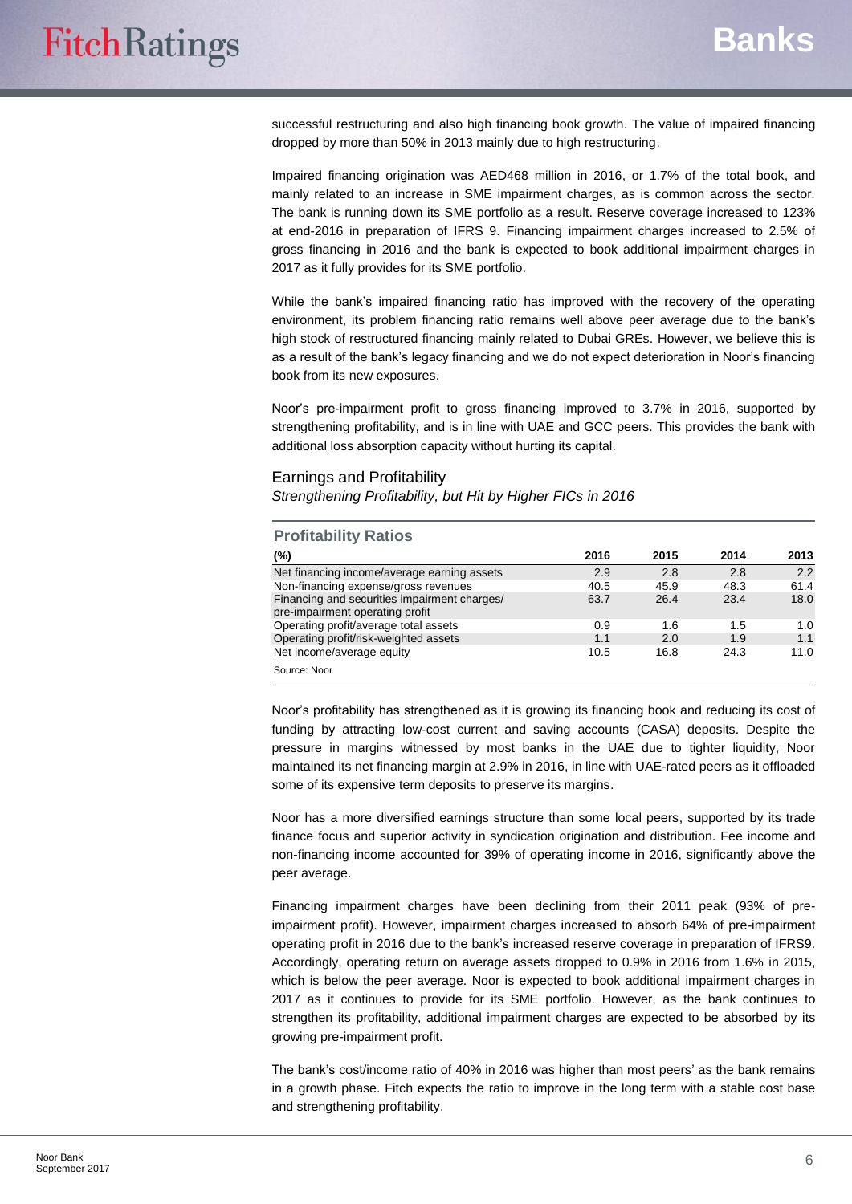successful restructuring and also high financing book growth. The value of impaired financing dropped by more than 50% in 2013 mainly due to high restructuring.

Impaired financing origination was AED468 million in 2016, or 1.7% of the total book, and mainly related to an increase in SME impairment charges, as is common across the sector. The bank is running down its SME portfolio as a result. Reserve coverage increased to 123% at end-2016 in preparation of IFRS 9. Financing impairment charges increased to 2.5% of gross financing in 2016 and the bank is expected to book additional impairment charges in 2017 as it fully provides for its SME portfolio.

While the bank's impaired financing ratio has improved with the recovery of the operating environment, its problem financing ratio remains well above peer average due to the bank's high stock of restructured financing mainly related to Dubai GREs. However, we believe this is as a result of the bank's legacy financing and we do not expect deterioration in Noor's financing book from its new exposures.

Noor's pre-impairment profit to gross financing improved to 3.7% in 2016, supported by strengthening profitability, and is in line with UAE and GCC peers. This provides the bank with additional loss absorption capacity without hurting its capital.

## Earnings and Profitability

*Strengthening Profitability, but Hit by Higher FICs in 2016*

**Profitability Ratios**

| (%) | 2016 | 2015 | 2014 | 2013 |
|---|---|---|---|---|
| Net financing income/average earning assets | 2.9 | 2.8 | 2.8 | 2.2 |
| Non-financing expense/gross revenues | 40.5 | 45.9 | 48.3 | 61.4 |
| Financing and securities impairment charges/ pre-impairment operating profit | 63.7 | 26.4 | 23.4 | 18.0 |
| Operating profit/average total assets | 0.9 | 1.6 | 1.5 | 1.0 |
| Operating profit/risk-weighted assets | 1.1 | 2.0 | 1.9 | 1.1 |
| Net income/average equity | 10.5 | 16.8 | 24.3 | 11.0 |

Source: Noor

Noor's profitability has strengthened as it is growing its financing book and reducing its cost of funding by attracting low-cost current and saving accounts (CASA) deposits. Despite the pressure in margins witnessed by most banks in the UAE due to tighter liquidity, Noor maintained its net financing margin at 2.9% in 2016, in line with UAE-rated peers as it offloaded some of its expensive term deposits to preserve its margins.

Noor has a more diversified earnings structure than some local peers, supported by its trade finance focus and superior activity in syndication origination and distribution. Fee income and non-financing income accounted for 39% of operating income in 2016, significantly above the peer average.

Financing impairment charges have been declining from their 2011 peak (93% of pre-impairment profit). However, impairment charges increased to absorb 64% of pre-impairment operating profit in 2016 due to the bank's increased reserve coverage in preparation of IFRS9. Accordingly, operating return on average assets dropped to 0.9% in 2016 from 1.6% in 2015, which is below the peer average. Noor is expected to book additional impairment charges in 2017 as it continues to provide for its SME portfolio. However, as the bank continues to strengthen its profitability, additional impairment charges are expected to be absorbed by its growing pre-impairment profit.

The bank's cost/income ratio of 40% in 2016 was higher than most peers' as the bank remains in a growth phase. Fitch expects the ratio to improve in the long term with a stable cost base and strengthening profitability.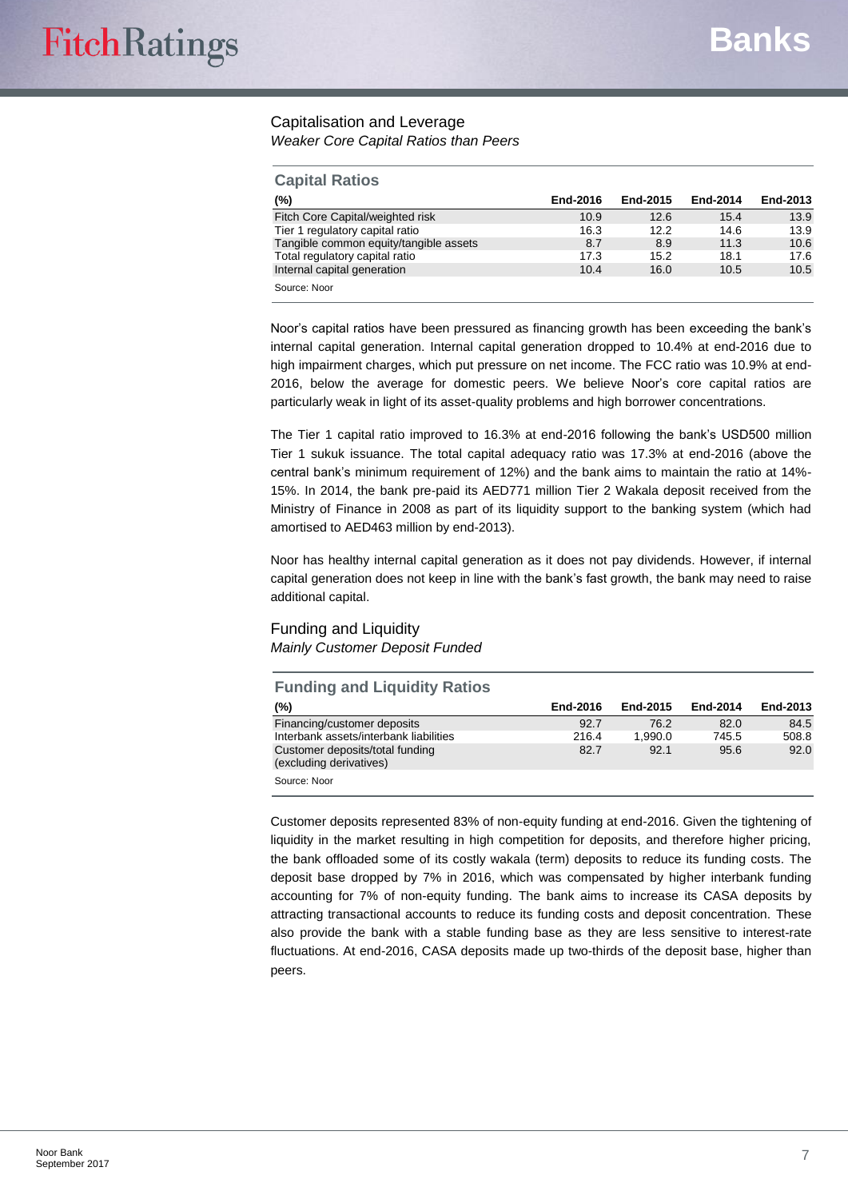## Capitalisation and Leverage

*Weaker Core Capital Ratios than Peers*

### Capital Ratios

| (%) | End-2016 | End-2015 | End-2014 | End-2013 |
|---|---|---|---|---|
| Fitch Core Capital/weighted risk | 10.9 | 12.6 | 15.4 | 13.9 |
| Tier 1 regulatory capital ratio | 16.3 | 12.2 | 14.6 | 13.9 |
| Tangible common equity/tangible assets | 8.7 | 8.9 | 11.3 | 10.6 |
| Total regulatory capital ratio | 17.3 | 15.2 | 18.1 | 17.6 |
| Internal capital generation | 10.4 | 16.0 | 10.5 | 10.5 |

Source: Noor

Noor's capital ratios have been pressured as financing growth has been exceeding the bank's internal capital generation. Internal capital generation dropped to 10.4% at end-2016 due to high impairment charges, which put pressure on net income. The FCC ratio was 10.9% at end-2016, below the average for domestic peers. We believe Noor's core capital ratios are particularly weak in light of its asset-quality problems and high borrower concentrations.

The Tier 1 capital ratio improved to 16.3% at end-2016 following the bank's USD500 million Tier 1 sukuk issuance. The total capital adequacy ratio was 17.3% at end-2016 (above the central bank's minimum requirement of 12%) and the bank aims to maintain the ratio at 14%-15%. In 2014, the bank pre-paid its AED771 million Tier 2 Wakala deposit received from the Ministry of Finance in 2008 as part of its liquidity support to the banking system (which had amortised to AED463 million by end-2013).

Noor has healthy internal capital generation as it does not pay dividends. However, if internal capital generation does not keep in line with the bank's fast growth, the bank may need to raise additional capital.

## Funding and Liquidity

*Mainly Customer Deposit Funded*

### Funding and Liquidity Ratios

| (%) | End-2016 | End-2015 | End-2014 | End-2013 |
|---|---|---|---|---|
| Financing/customer deposits | 92.7 | 76.2 | 82.0 | 84.5 |
| Interbank assets/interbank liabilities | 216.4 | 1,990.0 | 745.5 | 508.8 |
| Customer deposits/total funding (excluding derivatives) | 82.7 | 92.1 | 95.6 | 92.0 |

Source: Noor

Customer deposits represented 83% of non-equity funding at end-2016. Given the tightening of liquidity in the market resulting in high competition for deposits, and therefore higher pricing, the bank offloaded some of its costly wakala (term) deposits to reduce its funding costs. The deposit base dropped by 7% in 2016, which was compensated by higher interbank funding accounting for 7% of non-equity funding. The bank aims to increase its CASA deposits by attracting transactional accounts to reduce its funding costs and deposit concentration. These also provide the bank with a stable funding base as they are less sensitive to interest-rate fluctuations. At end-2016, CASA deposits made up two-thirds of the deposit base, higher than peers.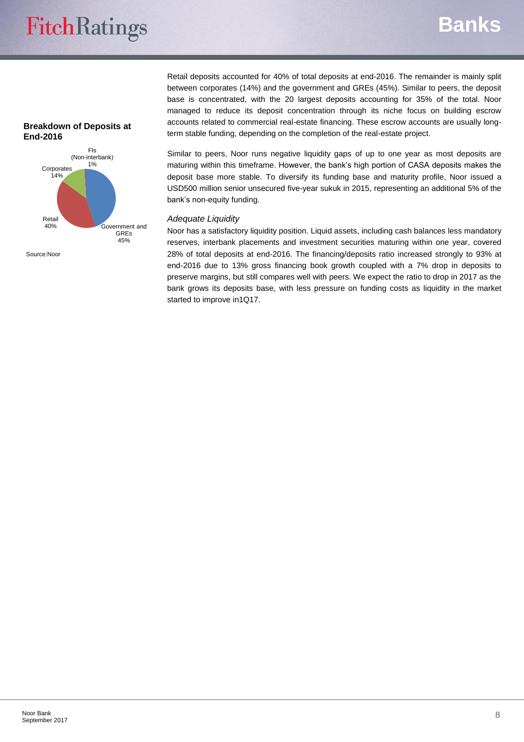**Breakdown of Deposits at End-2016**

FIs (Non-interbank) 1%

Corporates 14%

Retail 40%

Government and GREs 45%

Source:Noor

Retail deposits accounted for 40% of total deposits at end-2016. The remainder is mainly split between corporates (14%) and the government and GREs (45%). Similar to peers, the deposit base is concentrated, with the 20 largest deposits accounting for 35% of the total. Noor managed to reduce its deposit concentration through its niche focus on building escrow accounts related to commercial real-estate financing. These escrow accounts are usually long-term stable funding, depending on the completion of the real-estate project.

Similar to peers, Noor runs negative liquidity gaps of up to one year as most deposits are maturing within this timeframe. However, the bank's high portion of CASA deposits makes the deposit base more stable. To diversify its funding base and maturity profile, Noor issued a USD500 million senior unsecured five-year sukuk in 2015, representing an additional 5% of the bank's non-equity funding.

*Adequate Liquidity*

Noor has a satisfactory liquidity position. Liquid assets, including cash balances less mandatory reserves, interbank placements and investment securities maturing within one year, covered 28% of total deposits at end-2016. The financing/deposits ratio increased strongly to 93% at end-2016 due to 13% gross financing book growth coupled with a 7% drop in deposits to preserve margins, but still compares well with peers. We expect the ratio to drop in 2017 as the bank grows its deposits base, with less pressure on funding costs as liquidity in the market started to improve in1Q17.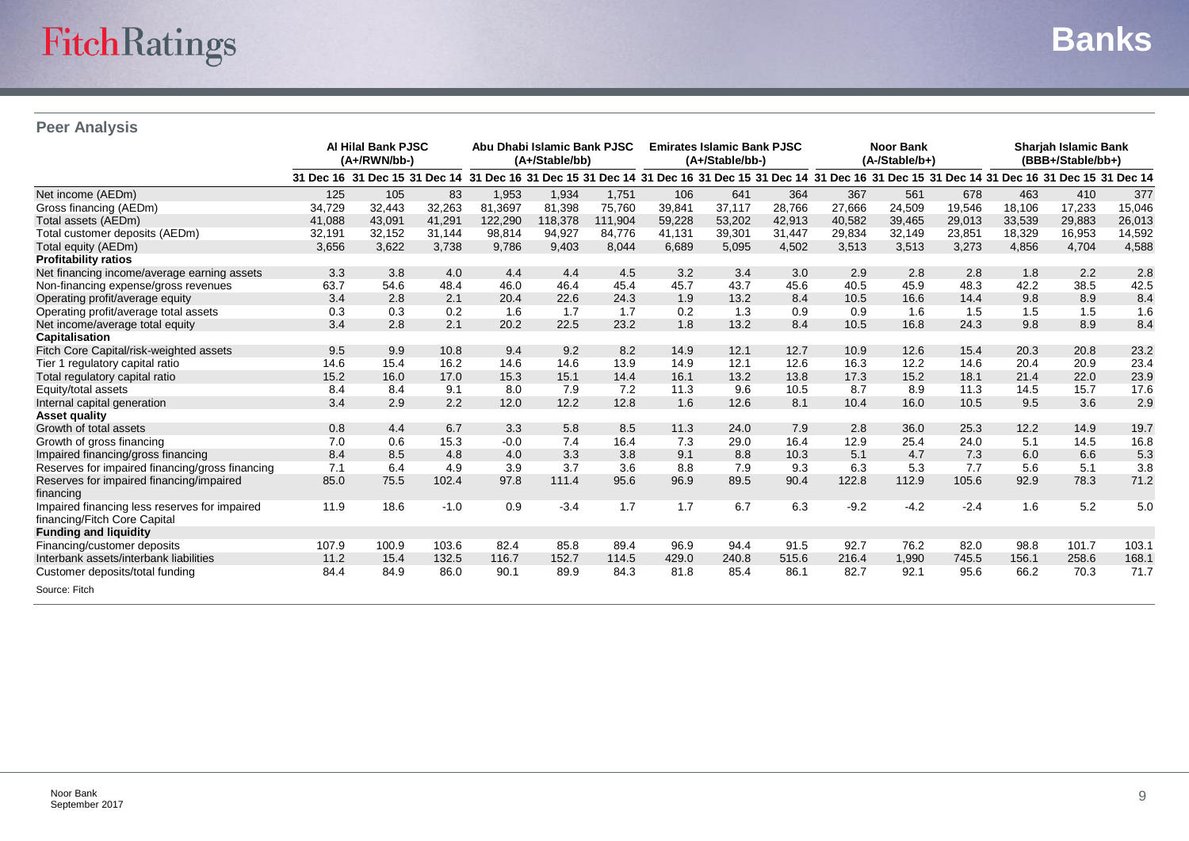## Peer Analysis

| | Al Hilal Bank PJSC (A+/RWN/bb-) | | | Abu Dhabi Islamic Bank PJSC (A+/Stable/bb) | | | Emirates Islamic Bank PJSC (A+/Stable/bb-) | | | Noor Bank (A-/Stable/b+) | | | Sharjah Islamic Bank (BBB+/Stable/bb+) | | |
|---|---|---|---|---|---|---|---|---|---|---|---|---|---|---|---|
| | 31 Dec 16 | 31 Dec 15 | 31 Dec 14 | 31 Dec 16 | 31 Dec 15 | 31 Dec 14 | 31 Dec 16 | 31 Dec 15 | 31 Dec 14 | 31 Dec 16 | 31 Dec 15 | 31 Dec 14 | 31 Dec 16 | 31 Dec 15 | 31 Dec 14 |
| Net income (AEDm) | 125 | 105 | 83 | 1,953 | 1,934 | 1,751 | 106 | 641 | 364 | 367 | 561 | 678 | 463 | 410 | 377 |
| Gross financing (AEDm) | 34,729 | 32,443 | 32,263 | 81,3697 | 81,398 | 75,760 | 39,841 | 37,117 | 28,766 | 27,666 | 24,509 | 19,546 | 18,106 | 17,233 | 15,046 |
| Total assets (AEDm) | 41,088 | 43,091 | 41,291 | 122,290 | 118,378 | 111,904 | 59,228 | 53,202 | 42,913 | 40,582 | 39,465 | 29,013 | 33,539 | 29,883 | 26,013 |
| Total customer deposits (AEDm) | 32,191 | 32,152 | 31,144 | 98,814 | 94,927 | 84,776 | 41,131 | 39,301 | 31,447 | 29,834 | 32,149 | 23,851 | 18,329 | 16,953 | 14,592 |
| Total equity (AEDm) | 3,656 | 3,622 | 3,738 | 9,786 | 9,403 | 8,044 | 6,689 | 5,095 | 4,502 | 3,513 | 3,513 | 3,273 | 4,856 | 4,704 | 4,588 |
| **Profitability ratios** | | | | | | | | | | | | | | | |
| Net financing income/average earning assets | 3.3 | 3.8 | 4.0 | 4.4 | 4.4 | 4.5 | 3.2 | 3.4 | 3.0 | 2.9 | 2.8 | 2.8 | 1.8 | 2.2 | 2.8 |
| Non-financing expense/gross revenues | 63.7 | 54.6 | 48.4 | 46.0 | 46.4 | 45.4 | 45.7 | 43.7 | 45.6 | 40.5 | 45.9 | 48.3 | 42.2 | 38.5 | 42.5 |
| Operating profit/average equity | 3.4 | 2.8 | 2.1 | 20.4 | 22.6 | 24.3 | 1.9 | 13.2 | 8.4 | 10.5 | 16.6 | 14.4 | 9.8 | 8.9 | 8.4 |
| Operating profit/average total assets | 0.3 | 0.3 | 0.2 | 1.6 | 1.7 | 1.7 | 0.2 | 1.3 | 0.9 | 0.9 | 1.6 | 1.5 | 1.5 | 1.5 | 1.6 |
| Net income/average total equity | 3.4 | 2.8 | 2.1 | 20.2 | 22.5 | 23.2 | 1.8 | 13.2 | 8.4 | 10.5 | 16.8 | 24.3 | 9.8 | 8.9 | 8.4 |
| **Capitalisation** | | | | | | | | | | | | | | | |
| Fitch Core Capital/risk-weighted assets | 9.5 | 9.9 | 10.8 | 9.4 | 9.2 | 8.2 | 14.9 | 12.1 | 12.7 | 10.9 | 12.6 | 15.4 | 20.3 | 20.8 | 23.2 |
| Tier 1 regulatory capital ratio | 14.6 | 15.4 | 16.2 | 14.6 | 14.6 | 13.9 | 14.9 | 12.1 | 12.6 | 16.3 | 12.2 | 14.6 | 20.4 | 20.9 | 23.4 |
| Total regulatory capital ratio | 15.2 | 16.0 | 17.0 | 15.3 | 15.1 | 14.4 | 16.1 | 13.2 | 13.8 | 17.3 | 15.2 | 18.1 | 21.4 | 22.0 | 23.9 |
| Equity/total assets | 8.4 | 8.4 | 9.1 | 8.0 | 7.9 | 7.2 | 11.3 | 9.6 | 10.5 | 8.7 | 8.9 | 11.3 | 14.5 | 15.7 | 17.6 |
| Internal capital generation | 3.4 | 2.9 | 2.2 | 12.0 | 12.2 | 12.8 | 1.6 | 12.6 | 8.1 | 10.4 | 16.0 | 10.5 | 9.5 | 3.6 | 2.9 |
| **Asset quality** | | | | | | | | | | | | | | | |
| Growth of total assets | 0.8 | 4.4 | 6.7 | 3.3 | 5.8 | 8.5 | 11.3 | 24.0 | 7.9 | 2.8 | 36.0 | 25.3 | 12.2 | 14.9 | 19.7 |
| Growth of gross financing | 7.0 | 0.6 | 15.3 | -0.0 | 7.4 | 16.4 | 7.3 | 29.0 | 16.4 | 12.9 | 25.4 | 24.0 | 5.1 | 14.5 | 16.8 |
| Impaired financing/gross financing | 8.4 | 8.5 | 4.8 | 4.0 | 3.3 | 3.8 | 9.1 | 8.8 | 10.3 | 5.1 | 4.7 | 7.3 | 6.0 | 6.6 | 5.3 |
| Reserves for impaired financing/gross financing | 7.1 | 6.4 | 4.9 | 3.9 | 3.7 | 3.6 | 8.8 | 7.9 | 9.3 | 6.3 | 5.3 | 7.7 | 5.6 | 5.1 | 3.8 |
| Reserves for impaired financing/impaired financing | 85.0 | 75.5 | 102.4 | 97.8 | 111.4 | 95.6 | 96.9 | 89.5 | 90.4 | 122.8 | 112.9 | 105.6 | 92.9 | 78.3 | 71.2 |
| Impaired financing less reserves for impaired financing/Fitch Core Capital | 11.9 | 18.6 | -1.0 | 0.9 | -3.4 | 1.7 | 1.7 | 6.7 | 6.3 | -9.2 | -4.2 | -2.4 | 1.6 | 5.2 | 5.0 |
| **Funding and liquidity** | | | | | | | | | | | | | | | |
| Financing/customer deposits | 107.9 | 100.9 | 103.6 | 82.4 | 85.8 | 89.4 | 96.9 | 94.4 | 91.5 | 92.7 | 76.2 | 82.0 | 98.8 | 101.7 | 103.1 |
| Interbank assets/interbank liabilities | 11.2 | 15.4 | 132.5 | 116.7 | 152.7 | 114.5 | 429.0 | 240.8 | 515.6 | 216.4 | 1,990 | 745.5 | 156.1 | 258.6 | 168.1 |
| Customer deposits/total funding | 84.4 | 84.9 | 86.0 | 90.1 | 89.9 | 84.3 | 81.8 | 85.4 | 86.1 | 82.7 | 92.1 | 95.6 | 66.2 | 70.3 | 71.7 |

Source: Fitch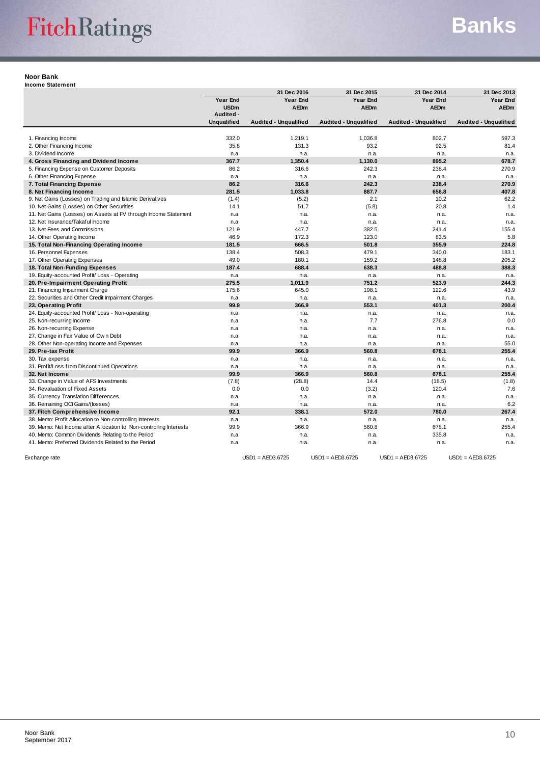**Noor Bank**

**Income Statement**

| | | 31 Dec 2016 | 31 Dec 2015 | 31 Dec 2014 | 31 Dec 2013 |
|---|---|---|---|---|---|
| | Year End | Year End | Year End | Year End | Year End |
| | USDm | AEDm | AEDm | AEDm | AEDm |
| | Audited - Unqualified | Audited - Unqualified | Audited - Unqualified | Audited - Unqualified | Audited - Unqualified |
| 1. Financing Income | 332.0 | 1,219.1 | 1,036.8 | 802.7 | 597.3 |
| 2. Other Financing Income | 35.8 | 131.3 | 93.2 | 92.5 | 81.4 |
| 3. Dividend Income | n.a. | n.a. | n.a. | n.a. | n.a. |
| **4. Gross Financing and Dividend Income** | **367.7** | **1,350.4** | **1,130.0** | **895.2** | **678.7** |
| 5. Financing Expense on Customer Deposits | 86.2 | 316.6 | 242.3 | 238.4 | 270.9 |
| 6. Other Financing Expense | n.a. | n.a. | n.a. | n.a. | n.a. |
| **7. Total Financing Expense** | **86.2** | **316.6** | **242.3** | **238.4** | **270.9** |
| **8. Net Financing Income** | **281.5** | **1,033.8** | **887.7** | **656.8** | **407.8** |
| 9. Net Gains (Losses) on Trading and Islamic Derivatives | (1.4) | (5.2) | 2.1 | 10.2 | 62.2 |
| 10. Net Gains (Losses) on Other Securities | 14.1 | 51.7 | (5.8) | 20.8 | 1.4 |
| 11. Net Gains (Losses) on Assets at FV through Income Statement | n.a. | n.a. | n.a. | n.a. | n.a. |
| 12. Net Insurance/Takaful Income | n.a. | n.a. | n.a. | n.a. | n.a. |
| 13. Net Fees and Commissions | 121.9 | 447.7 | 382.5 | 241.4 | 155.4 |
| 14. Other Operating Income | 46.9 | 172.3 | 123.0 | 83.5 | 5.8 |
| **15. Total Non-Financing Operating Income** | **181.5** | **666.5** | **501.8** | **355.9** | **224.8** |
| 16. Personnel Expenses | 138.4 | 508.3 | 479.1 | 340.0 | 183.1 |
| 17. Other Operating Expenses | 49.0 | 180.1 | 159.2 | 148.8 | 205.2 |
| **18. Total Non-Funding Expenses** | **187.4** | **688.4** | **638.3** | **488.8** | **388.3** |
| 19. Equity-accounted Profit/ Loss - Operating | n.a. | n.a. | n.a. | n.a. | n.a. |
| **20. Pre-Impairment Operating Profit** | **275.5** | **1,011.9** | **751.2** | **523.9** | **244.3** |
| 21. Financing Impairment Charge | 175.6 | 645.0 | 198.1 | 122.6 | 43.9 |
| 22. Securities and Other Credit Impairment Charges | n.a. | n.a. | n.a. | n.a. | n.a. |
| **23. Operating Profit** | **99.9** | **366.9** | **553.1** | **401.3** | **200.4** |
| 24. Equity-accounted Profit/ Loss - Non-operating | n.a. | n.a. | n.a. | n.a. | n.a. |
| 25. Non-recurring Income | n.a. | n.a. | 7.7 | 276.8 | 0.0 |
| 26. Non-recurring Expense | n.a. | n.a. | n.a. | n.a. | n.a. |
| 27. Change in Fair Value of Own Debt | n.a. | n.a. | n.a. | n.a. | n.a. |
| 28. Other Non-operating Income and Expenses | n.a. | n.a. | n.a. | n.a. | 55.0 |
| **29. Pre-tax Profit** | **99.9** | **366.9** | **560.8** | **678.1** | **255.4** |
| 30. Tax expense | n.a. | n.a. | n.a. | n.a. | n.a. |
| 31. Profit/Loss from Discontinued Operations | n.a. | n.a. | n.a. | n.a. | n.a. |
| **32. Net Income** | **99.9** | **366.9** | **560.8** | **678.1** | **255.4** |
| 33. Change in Value of AFS Investments | (7.8) | (28.8) | 14.4 | (18.5) | (1.8) |
| 34. Revaluation of Fixed Assets | 0.0 | 0.0 | (3.2) | 120.4 | 7.6 |
| 35. Currency Translation Differences | n.a. | n.a. | n.a. | n.a. | n.a. |
| 36. Remaining OCI Gains/(losses) | n.a. | n.a. | n.a. | n.a. | 6.2 |
| **37. Fitch Comprehensive Income** | **92.1** | **338.1** | **572.0** | **780.0** | **267.4** |
| 38. Memo: Profit Allocation to Non-controlling Interests | n.a. | n.a. | n.a. | n.a. | n.a. |
| 39. Memo: Net Income after Allocation to Non-controlling Interests | 99.9 | 366.9 | 560.8 | 678.1 | 255.4 |
| 40. Memo: Common Dividends Relating to the Period | n.a. | n.a. | n.a. | 335.8 | n.a. |
| 41. Memo: Preferred Dividends Related to the Period | n.a. | n.a. | n.a. | n.a. | n.a. |
| Exchange rate | | USD1 = AED3.6725 | USD1 = AED3.6725 | USD1 = AED3.6725 | USD1 = AED3.6725 |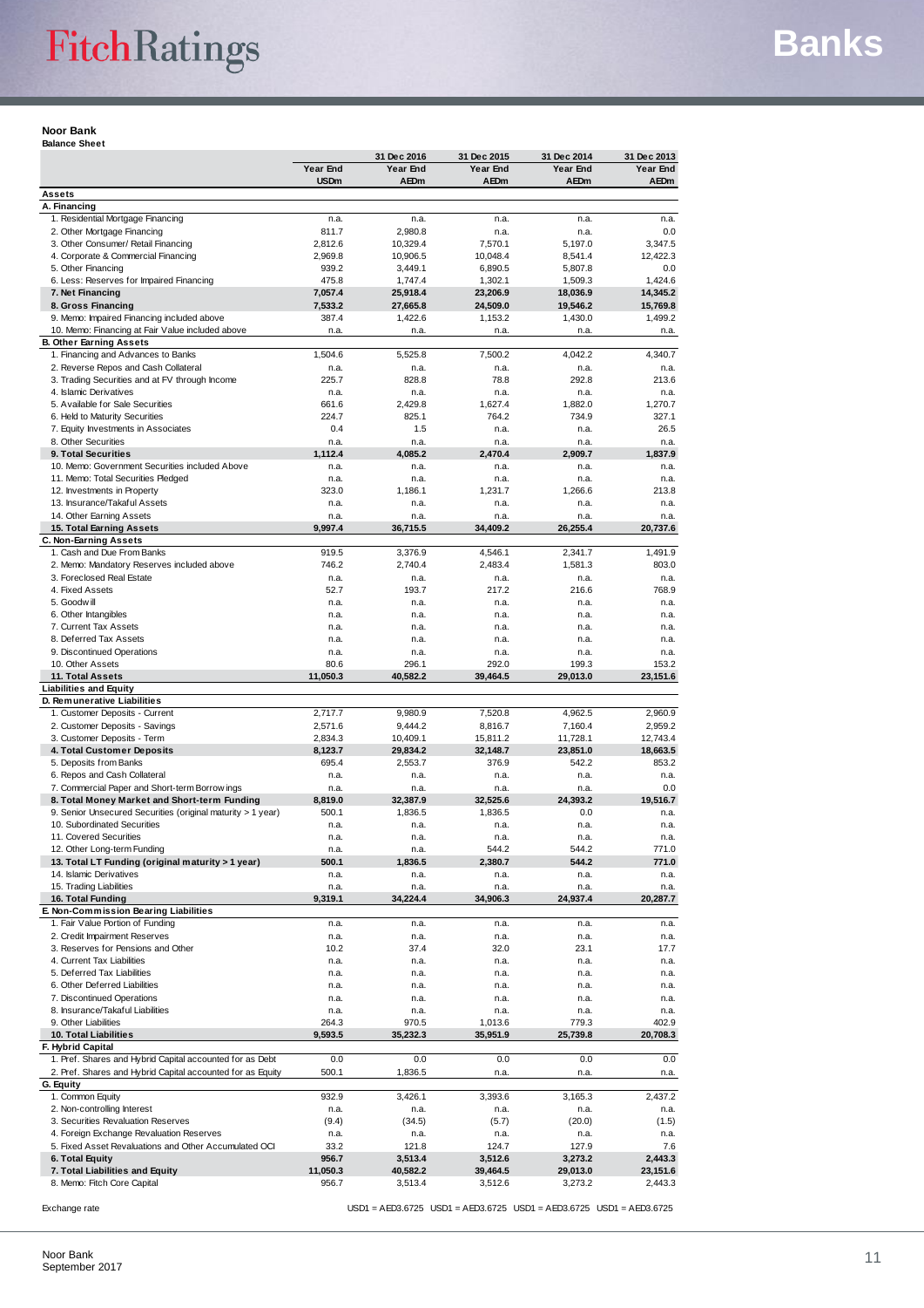**Noor Bank**
**Balance Sheet**

| | Year End USDm | 31 Dec 2016 Year End AEDm | 31 Dec 2015 Year End AEDm | 31 Dec 2014 Year End AEDm | 31 Dec 2013 Year End AEDm |
|---|---|---|---|---|---|
| **Assets** | | | | | |
| **A. Financing** | | | | | |
| 1. Residential Mortgage Financing | n.a. | n.a. | n.a. | n.a. | n.a. |
| 2. Other Mortgage Financing | 811.7 | 2,980.8 | n.a. | n.a. | 0.0 |
| 3. Other Consumer/ Retail Financing | 2,812.6 | 10,329.4 | 7,570.1 | 5,197.0 | 3,347.5 |
| 4. Corporate & Commercial Financing | 2,969.8 | 10,906.5 | 10,048.4 | 8,541.4 | 12,422.3 |
| 5. Other Financing | 939.2 | 3,449.1 | 6,890.5 | 5,807.8 | 0.0 |
| 6. Less: Reserves for Impaired Financing | 475.8 | 1,747.4 | 1,302.1 | 1,509.3 | 1,424.6 |
| **7. Net Financing** | **7,057.4** | **25,918.4** | **23,206.9** | **18,036.9** | **14,345.2** |
| **8. Gross Financing** | **7,533.2** | **27,665.8** | **24,509.0** | **19,546.2** | **15,769.8** |
| 9. Memo: Impaired Financing included above | 387.4 | 1,422.6 | 1,153.2 | 1,430.0 | 1,499.2 |
| 10. Memo: Financing at Fair Value included above | n.a. | n.a. | n.a. | n.a. | n.a. |
| **B. Other Earning Assets** | | | | | |
| 1. Financing and Advances to Banks | 1,504.6 | 5,525.8 | 7,500.2 | 4,042.2 | 4,340.7 |
| 2. Reverse Repos and Cash Collateral | n.a. | n.a. | n.a. | n.a. | n.a. |
| 3. Trading Securities and at FV through Income | 225.7 | 828.8 | 78.8 | 292.8 | 213.6 |
| 4. Islamic Derivatives | n.a. | n.a. | n.a. | n.a. | n.a. |
| 5. Available for Sale Securities | 661.6 | 2,429.8 | 1,627.4 | 1,882.0 | 1,270.7 |
| 6. Held to Maturity Securities | 224.7 | 825.1 | 764.2 | 734.9 | 327.1 |
| 7. Equity Investments in Associates | 0.4 | 1.5 | n.a. | n.a. | 26.5 |
| 8. Other Securities | n.a. | n.a. | n.a. | n.a. | n.a. |
| **9. Total Securities** | **1,112.4** | **4,085.2** | **2,470.4** | **2,909.7** | **1,837.9** |
| 10. Memo: Government Securities included Above | n.a. | n.a. | n.a. | n.a. | n.a. |
| 11. Memo: Total Securities Pledged | n.a. | n.a. | n.a. | n.a. | n.a. |
| 12. Investments in Property | 323.0 | 1,186.1 | 1,231.7 | 1,266.6 | 213.8 |
| 13. Insurance/Takaful Assets | n.a. | n.a. | n.a. | n.a. | n.a. |
| 14. Other Earning Assets | n.a. | n.a. | n.a. | n.a. | n.a. |
| **15. Total Earning Assets** | **9,997.4** | **36,715.5** | **34,409.2** | **26,255.4** | **20,737.6** |
| **C. Non-Earning Assets** | | | | | |
| 1. Cash and Due From Banks | 919.5 | 3,376.9 | 4,546.1 | 2,341.7 | 1,491.9 |
| 2. Memo: Mandatory Reserves included above | 746.2 | 2,740.4 | 2,483.4 | 1,581.3 | 803.0 |
| 3. Foreclosed Real Estate | n.a. | n.a. | n.a. | n.a. | n.a. |
| 4. Fixed Assets | 52.7 | 193.7 | 217.2 | 216.6 | 768.9 |
| 5. Goodwill | n.a. | n.a. | n.a. | n.a. | n.a. |
| 6. Other Intangibles | n.a. | n.a. | n.a. | n.a. | n.a. |
| 7. Current Tax Assets | n.a. | n.a. | n.a. | n.a. | n.a. |
| 8. Deferred Tax Assets | n.a. | n.a. | n.a. | n.a. | n.a. |
| 9. Discontinued Operations | n.a. | n.a. | n.a. | n.a. | n.a. |
| 10. Other Assets | 80.6 | 296.1 | 292.0 | 199.3 | 153.2 |
| **11. Total Assets** | **11,050.3** | **40,582.2** | **39,464.5** | **29,013.0** | **23,151.6** |
| **Liabilities and Equity** | | | | | |
| **D. Remunerative Liabilities** | | | | | |
| 1. Customer Deposits - Current | 2,717.7 | 9,980.9 | 7,520.8 | 4,962.5 | 2,960.9 |
| 2. Customer Deposits - Savings | 2,571.6 | 9,444.2 | 8,816.7 | 7,160.4 | 2,959.2 |
| 3. Customer Deposits - Term | 2,834.3 | 10,409.1 | 15,811.2 | 11,728.1 | 12,743.4 |
| **4. Total Customer Deposits** | **8,123.7** | **29,834.2** | **32,148.7** | **23,851.0** | **18,663.5** |
| 5. Deposits from Banks | 695.4 | 2,553.7 | 376.9 | 542.2 | 853.2 |
| 6. Repos and Cash Collateral | n.a. | n.a. | n.a. | n.a. | n.a. |
| 7. Commercial Paper and Short-term Borrowings | n.a. | n.a. | n.a. | n.a. | 0.0 |
| **8. Total Money Market and Short-term Funding** | **8,819.0** | **32,387.9** | **32,525.6** | **24,393.2** | **19,516.7** |
| 9. Senior Unsecured Securities (original maturity > 1 year) | 500.1 | 1,836.5 | 1,836.5 | 0.0 | n.a. |
| 10. Subordinated Securities | n.a. | n.a. | n.a. | n.a. | n.a. |
| 11. Covered Securities | n.a. | n.a. | n.a. | n.a. | n.a. |
| 12. Other Long-term Funding | n.a. | n.a. | 544.2 | 544.2 | 771.0 |
| **13. Total LT Funding (original maturity > 1 year)** | **500.1** | **1,836.5** | **2,380.7** | **544.2** | **771.0** |
| 14. Islamic Derivatives | n.a. | n.a. | n.a. | n.a. | n.a. |
| 15. Trading Liabilities | n.a. | n.a. | n.a. | n.a. | n.a. |
| **16. Total Funding** | **9,319.1** | **34,224.4** | **34,906.3** | **24,937.4** | **20,287.7** |
| **E. Non-Commission Bearing Liabilities** | | | | | |
| 1. Fair Value Portion of Funding | n.a. | n.a. | n.a. | n.a. | n.a. |
| 2. Credit Impairment Reserves | n.a. | n.a. | n.a. | n.a. | n.a. |
| 3. Reserves for Pensions and Other | 10.2 | 37.4 | 32.0 | 23.1 | 17.7 |
| 4. Current Tax Liabilities | n.a. | n.a. | n.a. | n.a. | n.a. |
| 5. Deferred Tax Liabilities | n.a. | n.a. | n.a. | n.a. | n.a. |
| 6. Other Deferred Liabilities | n.a. | n.a. | n.a. | n.a. | n.a. |
| 7. Discontinued Operations | n.a. | n.a. | n.a. | n.a. | n.a. |
| 8. Insurance/Takaful Liabilities | n.a. | n.a. | n.a. | n.a. | n.a. |
| 9. Other Liabilities | 264.3 | 970.5 | 1,013.6 | 779.3 | 402.9 |
| **10. Total Liabilities** | **9,593.5** | **35,232.3** | **35,951.9** | **25,739.8** | **20,708.3** |
| **F. Hybrid Capital** | | | | | |
| 1. Pref. Shares and Hybrid Capital accounted for as Debt | 0.0 | 0.0 | 0.0 | 0.0 | 0.0 |
| 2. Pref. Shares and Hybrid Capital accounted for as Equity | 500.1 | 1,836.5 | n.a. | n.a. | n.a. |
| **G. Equity** | | | | | |
| 1. Common Equity | 932.9 | 3,426.1 | 3,393.6 | 3,165.3 | 2,437.2 |
| 2. Non-controlling Interest | n.a. | n.a. | n.a. | n.a. | n.a. |
| 3. Securities Revaluation Reserves | (9.4) | (34.5) | (5.7) | (20.0) | (1.5) |
| 4. Foreign Exchange Revaluation Reserves | n.a. | n.a. | n.a. | n.a. | n.a. |
| 5. Fixed Asset Revaluations and Other Accumulated OCI | 33.2 | 121.8 | 124.7 | 127.9 | 7.6 |
| **6. Total Equity** | **956.7** | **3,513.4** | **3,512.6** | **3,273.2** | **2,443.3** |
| **7. Total Liabilities and Equity** | **11,050.3** | **40,582.2** | **39,464.5** | **29,013.0** | **23,151.6** |
| 8. Memo: Fitch Core Capital | 956.7 | 3,513.4 | 3,512.6 | 3,273.2 | 2,443.3 |
| Exchange rate | | USD1 = AED3.6725 | USD1 = AED3.6725 | USD1 = AED3.6725 | USD1 = AED3.6725 |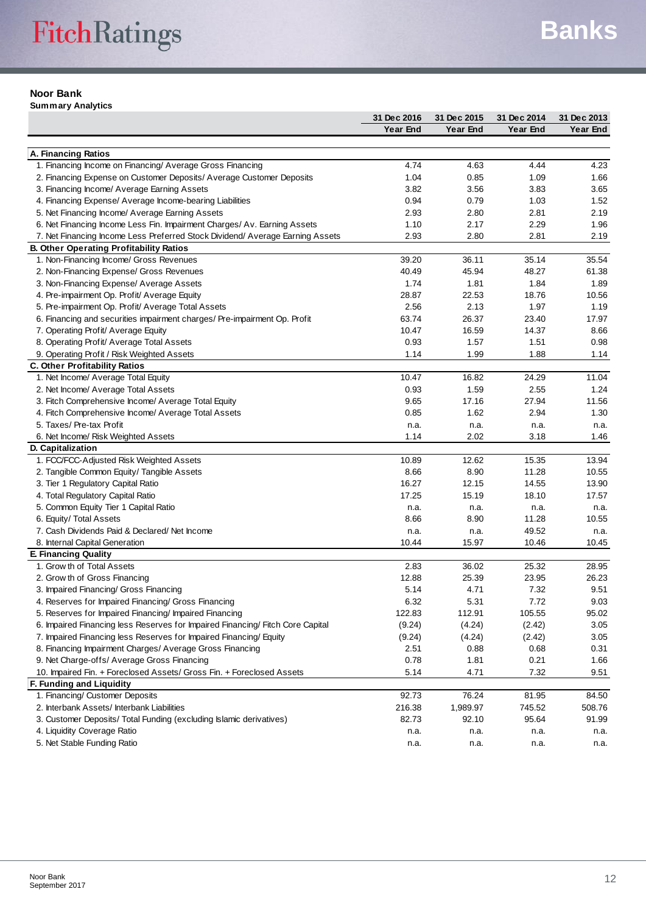# Noor Bank

**Summary Analytics**

| | 31 Dec 2016 Year End | 31 Dec 2015 Year End | 31 Dec 2014 Year End | 31 Dec 2013 Year End |
|---|---|---|---|---|
| **A. Financing Ratios** | | | | |
| 1. Financing Income on Financing/ Average Gross Financing | 4.74 | 4.63 | 4.44 | 4.23 |
| 2. Financing Expense on Customer Deposits/ Average Customer Deposits | 1.04 | 0.85 | 1.09 | 1.66 |
| 3. Financing Income/ Average Earning Assets | 3.82 | 3.56 | 3.83 | 3.65 |
| 4. Financing Expense/ Average Income-bearing Liabilities | 0.94 | 0.79 | 1.03 | 1.52 |
| 5. Net Financing Income/ Average Earning Assets | 2.93 | 2.80 | 2.81 | 2.19 |
| 6. Net Financing Income Less Fin. Impairment Charges/ Av. Earning Assets | 1.10 | 2.17 | 2.29 | 1.96 |
| 7. Net Financing Income Less Preferred Stock Dividend/ Average Earning Assets | 2.93 | 2.80 | 2.81 | 2.19 |
| **B. Other Operating Profitability Ratios** | | | | |
| 1. Non-Financing Income/ Gross Revenues | 39.20 | 36.11 | 35.14 | 35.54 |
| 2. Non-Financing Expense/ Gross Revenues | 40.49 | 45.94 | 48.27 | 61.38 |
| 3. Non-Financing Expense/ Average Assets | 1.74 | 1.81 | 1.84 | 1.89 |
| 4. Pre-impairment Op. Profit/ Average Equity | 28.87 | 22.53 | 18.76 | 10.56 |
| 5. Pre-impairment Op. Profit/ Average Total Assets | 2.56 | 2.13 | 1.97 | 1.19 |
| 6. Financing and securities impairment charges/ Pre-impairment Op. Profit | 63.74 | 26.37 | 23.40 | 17.97 |
| 7. Operating Profit/ Average Equity | 10.47 | 16.59 | 14.37 | 8.66 |
| 8. Operating Profit/ Average Total Assets | 0.93 | 1.57 | 1.51 | 0.98 |
| 9. Operating Profit / Risk Weighted Assets | 1.14 | 1.99 | 1.88 | 1.14 |
| **C. Other Profitability Ratios** | | | | |
| 1. Net Income/ Average Total Equity | 10.47 | 16.82 | 24.29 | 11.04 |
| 2. Net Income/ Average Total Assets | 0.93 | 1.59 | 2.55 | 1.24 |
| 3. Fitch Comprehensive Income/ Average Total Equity | 9.65 | 17.16 | 27.94 | 11.56 |
| 4. Fitch Comprehensive Income/ Average Total Assets | 0.85 | 1.62 | 2.94 | 1.30 |
| 5. Taxes/ Pre-tax Profit | n.a. | n.a. | n.a. | n.a. |
| 6. Net Income/ Risk Weighted Assets | 1.14 | 2.02 | 3.18 | 1.46 |
| **D. Capitalization** | | | | |
| 1. FCC/FCC-Adjusted Risk Weighted Assets | 10.89 | 12.62 | 15.35 | 13.94 |
| 2. Tangible Common Equity/ Tangible Assets | 8.66 | 8.90 | 11.28 | 10.55 |
| 3. Tier 1 Regulatory Capital Ratio | 16.27 | 12.15 | 14.55 | 13.90 |
| 4. Total Regulatory Capital Ratio | 17.25 | 15.19 | 18.10 | 17.57 |
| 5. Common Equity Tier 1 Capital Ratio | n.a. | n.a. | n.a. | n.a. |
| 6. Equity/ Total Assets | 8.66 | 8.90 | 11.28 | 10.55 |
| 7. Cash Dividends Paid & Declared/ Net Income | n.a. | n.a. | 49.52 | n.a. |
| 8. Internal Capital Generation | 10.44 | 15.97 | 10.46 | 10.45 |
| **E. Financing Quality** | | | | |
| 1. Growth of Total Assets | 2.83 | 36.02 | 25.32 | 28.95 |
| 2. Growth of Gross Financing | 12.88 | 25.39 | 23.95 | 26.23 |
| 3. Impaired Financing/ Gross Financing | 5.14 | 4.71 | 7.32 | 9.51 |
| 4. Reserves for Impaired Financing/ Gross Financing | 6.32 | 5.31 | 7.72 | 9.03 |
| 5. Reserves for Impaired Financing/ Impaired Financing | 122.83 | 112.91 | 105.55 | 95.02 |
| 6. Impaired Financing less Reserves for Impaired Financing/ Fitch Core Capital | (9.24) | (4.24) | (2.42) | 3.05 |
| 7. Impaired Financing less Reserves for Impaired Financing/ Equity | (9.24) | (4.24) | (2.42) | 3.05 |
| 8. Financing Impairment Charges/ Average Gross Financing | 2.51 | 0.88 | 0.68 | 0.31 |
| 9. Net Charge-offs/ Average Gross Financing | 0.78 | 1.81 | 0.21 | 1.66 |
| 10. Impaired Fin. + Foreclosed Assets/ Gross Fin. + Foreclosed Assets | 5.14 | 4.71 | 7.32 | 9.51 |
| **F. Funding and Liquidity** | | | | |
| 1. Financing/ Customer Deposits | 92.73 | 76.24 | 81.95 | 84.50 |
| 2. Interbank Assets/ Interbank Liabilities | 216.38 | 1,989.97 | 745.52 | 508.76 |
| 3. Customer Deposits/ Total Funding (excluding Islamic derivatives) | 82.73 | 92.10 | 95.64 | 91.99 |
| 4. Liquidity Coverage Ratio | n.a. | n.a. | n.a. | n.a. |
| 5. Net Stable Funding Ratio | n.a. | n.a. | n.a. | n.a. |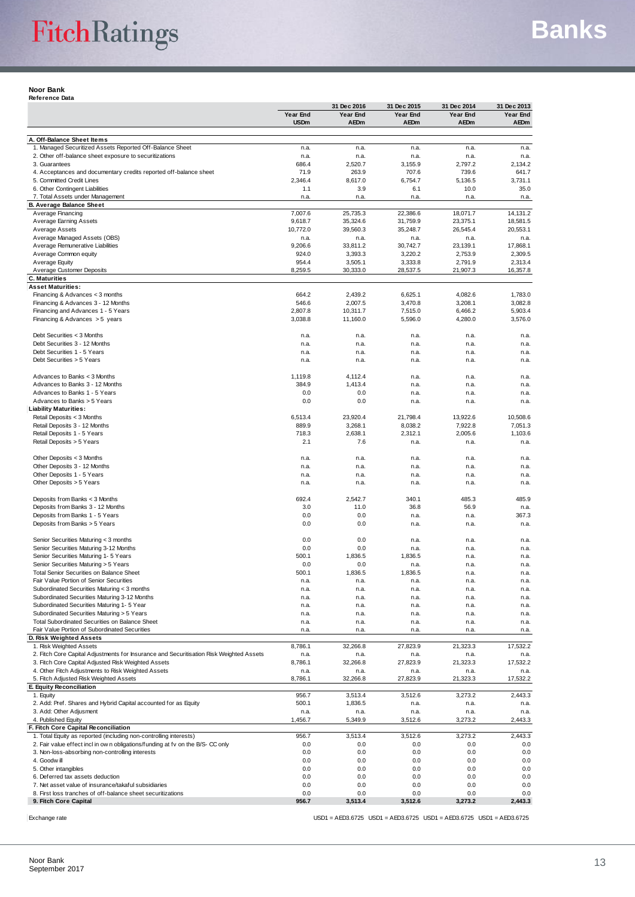**Noor Bank**
**Reference Data**

| | Year End USDm | 31 Dec 2016 Year End AEDm | 31 Dec 2015 Year End AEDm | 31 Dec 2014 Year End AEDm | 31 Dec 2013 Year End AEDm |
|---|---|---|---|---|---|
| **A. Off-Balance Sheet Items** | | | | | |
| 1. Managed Securitized Assets Reported Off-Balance Sheet | n.a. | n.a. | n.a. | n.a. | n.a. |
| 2. Other off-balance sheet exposure to securitizations | n.a. | n.a. | n.a. | n.a. | n.a. |
| 3. Guarantees | 686.4 | 2,520.7 | 3,155.9 | 2,797.2 | 2,134.2 |
| 4. Acceptances and documentary credits reported off-balance sheet | 71.9 | 263.9 | 707.6 | 739.6 | 641.7 |
| 5. Committed Credit Lines | 2,346.4 | 8,617.0 | 6,754.7 | 5,136.5 | 3,731.1 |
| 6. Other Contingent Liabilities | 1.1 | 3.9 | 6.1 | 10.0 | 35.0 |
| 7. Total Assets under Management | n.a. | n.a. | n.a. | n.a. | n.a. |
| **B. Average Balance Sheet** | | | | | |
| Average Financing | 7,007.6 | 25,735.3 | 22,386.6 | 18,071.7 | 14,131.2 |
| Average Earning Assets | 9,618.7 | 35,324.6 | 31,759.9 | 23,375.1 | 18,581.5 |
| Average Assets | 10,772.0 | 39,560.3 | 35,248.7 | 26,545.4 | 20,553.1 |
| Average Managed Assets (OBS) | n.a. | n.a. | n.a. | n.a. | n.a. |
| Average Remunerative Liabilities | 9,206.6 | 33,811.2 | 30,742.7 | 23,139.1 | 17,868.1 |
| Average Common equity | 924.0 | 3,393.3 | 3,220.2 | 2,753.9 | 2,309.5 |
| Average Equity | 954.4 | 3,505.1 | 3,333.8 | 2,791.9 | 2,313.4 |
| Average Customer Deposits | 8,259.5 | 30,333.0 | 28,537.5 | 21,907.3 | 16,357.8 |
| **C. Maturities** | | | | | |
| **Asset Maturities:** | | | | | |
| Financing & Advances < 3 months | 664.2 | 2,439.2 | 6,625.1 | 4,082.6 | 1,783.0 |
| Financing & Advances 3 - 12 Months | 546.6 | 2,007.5 | 3,470.8 | 3,208.1 | 3,082.8 |
| Financing and Advances 1 - 5 Years | 2,807.8 | 10,311.7 | 7,515.0 | 6,466.2 | 5,903.4 |
| Financing & Advances > 5 years | 3,038.8 | 11,160.0 | 5,596.0 | 4,280.0 | 3,576.0 |
| Debt Securities < 3 Months | n.a. | n.a. | n.a. | n.a. | n.a. |
| Debt Securities 3 - 12 Months | n.a. | n.a. | n.a. | n.a. | n.a. |
| Debt Securities 1 - 5 Years | n.a. | n.a. | n.a. | n.a. | n.a. |
| Debt Securities > 5 Years | n.a. | n.a. | n.a. | n.a. | n.a. |
| Advances to Banks < 3 Months | 1,119.8 | 4,112.4 | n.a. | n.a. | n.a. |
| Advances to Banks 3 - 12 Months | 384.9 | 1,413.4 | n.a. | n.a. | n.a. |
| Advances to Banks 1 - 5 Years | 0.0 | 0.0 | n.a. | n.a. | n.a. |
| Advances to Banks > 5 Years | 0.0 | 0.0 | n.a. | n.a. | n.a. |
| **Liability Maturities:** | | | | | |
| Retail Deposits < 3 Months | 6,513.4 | 23,920.4 | 21,798.4 | 13,922.6 | 10,508.6 |
| Retail Deposits 3 - 12 Months | 889.9 | 3,268.1 | 8,038.2 | 7,922.8 | 7,051.3 |
| Retail Deposits 1 - 5 Years | 718.3 | 2,638.1 | 2,312.1 | 2,005.6 | 1,103.6 |
| Retail Deposits > 5 Years | 2.1 | 7.6 | n.a. | n.a. | n.a. |
| Other Deposits < 3 Months | n.a. | n.a. | n.a. | n.a. | n.a. |
| Other Deposits 3 - 12 Months | n.a. | n.a. | n.a. | n.a. | n.a. |
| Other Deposits 1 - 5 Years | n.a. | n.a. | n.a. | n.a. | n.a. |
| Other Deposits > 5 Years | n.a. | n.a. | n.a. | n.a. | n.a. |
| Deposits from Banks < 3 Months | 692.4 | 2,542.7 | 340.1 | 485.3 | 485.9 |
| Deposits from Banks 3 - 12 Months | 3.0 | 11.0 | 36.8 | 56.9 | n.a. |
| Deposits from Banks 1 - 5 Years | 0.0 | 0.0 | n.a. | n.a. | 367.3 |
| Deposits from Banks > 5 Years | 0.0 | 0.0 | n.a. | n.a. | n.a. |
| Senior Securities Maturing < 3 months | 0.0 | 0.0 | n.a. | n.a. | n.a. |
| Senior Securities Maturing 3-12 Months | 0.0 | 0.0 | n.a. | n.a. | n.a. |
| Senior Securities Maturing 1- 5 Years | 500.1 | 1,836.5 | 1,836.5 | n.a. | n.a. |
| Senior Securities Maturing > 5 Years | 0.0 | 0.0 | n.a. | n.a. | n.a. |
| Total Senior Securities on Balance Sheet | 500.1 | 1,836.5 | 1,836.5 | n.a. | n.a. |
| Fair Value Portion of Senior Securities | n.a. | n.a. | n.a. | n.a. | n.a. |
| Subordinated Securities Maturing < 3 months | n.a. | n.a. | n.a. | n.a. | n.a. |
| Subordinated Securities Maturing 3-12 Months | n.a. | n.a. | n.a. | n.a. | n.a. |
| Subordinated Securities Maturing 1- 5 Year | n.a. | n.a. | n.a. | n.a. | n.a. |
| Subordinated Securities Maturing > 5 Years | n.a. | n.a. | n.a. | n.a. | n.a. |
| Total Subordinated Securities on Balance Sheet | n.a. | n.a. | n.a. | n.a. | n.a. |
| Fair Value Portion of Subordinated Securities | n.a. | n.a. | n.a. | n.a. | n.a. |
| **D. Risk Weighted Assets** | | | | | |
| 1. Risk Weighted Assets | 8,786.1 | 32,266.8 | 27,823.9 | 21,323.3 | 17,532.2 |
| 2. Fitch Core Capital Adjustments for Insurance and Securitisation Risk Weighted Assets | n.a. | n.a. | n.a. | n.a. | n.a. |
| 3. Fitch Core Capital Adjusted Risk Weighted Assets | 8,786.1 | 32,266.8 | 27,823.9 | 21,323.3 | 17,532.2 |
| 4. Other Fitch Adjustments to Risk Weighted Assets | n.a. | n.a. | n.a. | n.a. | n.a. |
| 5. Fitch Adjusted Risk Weighted Assets | 8,786.1 | 32,266.8 | 27,823.9 | 21,323.3 | 17,532.2 |
| **E. Equity Reconciliation** | | | | | |
| 1. Equity | 956.7 | 3,513.4 | 3,512.6 | 3,273.2 | 2,443.3 |
| 2. Add: Pref. Shares and Hybrid Capital accounted for as Equity | 500.1 | 1,836.5 | n.a. | n.a. | n.a. |
| 3. Add: Other Adjustment | n.a. | n.a. | n.a. | n.a. | n.a. |
| 4. Published Equity | 1,456.7 | 5,349.9 | 3,512.6 | 3,273.2 | 2,443.3 |
| **F. Fitch Core Capital Reconciliation** | | | | | |
| 1. Total Equity as reported (including non-controlling interests) | 956.7 | 3,513.4 | 3,512.6 | 3,273.2 | 2,443.3 |
| 2. Fair value effect incl in own obligations/funding at fv on the B/S- CC only | 0.0 | 0.0 | 0.0 | 0.0 | 0.0 |
| 3. Non-loss-absorbing non-controlling interests | 0.0 | 0.0 | 0.0 | 0.0 | 0.0 |
| 4. Goodwill | 0.0 | 0.0 | 0.0 | 0.0 | 0.0 |
| 5. Other intangibles | 0.0 | 0.0 | 0.0 | 0.0 | 0.0 |
| 6. Deferred tax assets deduction | 0.0 | 0.0 | 0.0 | 0.0 | 0.0 |
| 7. Net asset value of insurance/takaful subsidiaries | 0.0 | 0.0 | 0.0 | 0.0 | 0.0 |
| 8. First loss tranches of off-balance sheet securitizations | 0.0 | 0.0 | 0.0 | 0.0 | 0.0 |
| **9. Fitch Core Capital** | **956.7** | **3,513.4** | **3,512.6** | **3,273.2** | **2,443.3** |
| Exchange rate | | USD1 = AED3.6725 | USD1 = AED3.6725 | USD1 = AED3.6725 | USD1 = AED3.6725 |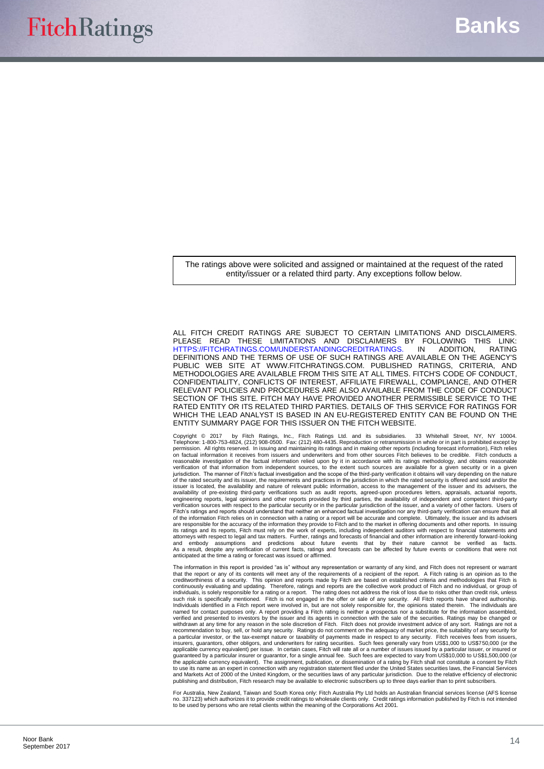The ratings above were solicited and assigned or maintained at the request of the rated entity/issuer or a related third party. Any exceptions follow below.

ALL FITCH CREDIT RATINGS ARE SUBJECT TO CERTAIN LIMITATIONS AND DISCLAIMERS. PLEASE READ THESE LIMITATIONS AND DISCLAIMERS BY FOLLOWING THIS LINK: HTTPS://FITCHRATINGS.COM/UNDERSTANDINGCREDITRATINGS. IN ADDITION, RATING DEFINITIONS AND THE TERMS OF USE OF SUCH RATINGS ARE AVAILABLE ON THE AGENCY'S PUBLIC WEB SITE AT WWW.FITCHRATINGS.COM. PUBLISHED RATINGS, CRITERIA, AND METHODOLOGIES ARE AVAILABLE FROM THIS SITE AT ALL TIMES. FITCH'S CODE OF CONDUCT, CONFIDENTIALITY, CONFLICTS OF INTEREST, AFFILIATE FIREWALL, COMPLIANCE, AND OTHER RELEVANT POLICIES AND PROCEDURES ARE ALSO AVAILABLE FROM THE CODE OF CONDUCT SECTION OF THIS SITE. FITCH MAY HAVE PROVIDED ANOTHER PERMISSIBLE SERVICE TO THE RATED ENTITY OR ITS RELATED THIRD PARTIES. DETAILS OF THIS SERVICE FOR RATINGS FOR WHICH THE LEAD ANALYST IS BASED IN AN EU-REGISTERED ENTITY CAN BE FOUND ON THE ENTITY SUMMARY PAGE FOR THIS ISSUER ON THE FITCH WEBSITE.

Copyright © 2017 by Fitch Ratings, Inc., Fitch Ratings Ltd. and its subsidiaries. 33 Whitehall Street, NY, NY 10004. Telephone: 1-800-753-4824, (212) 908-0500. Fax: (212) 480-4435. Reproduction or retransmission in whole or in part is prohibited except by permission. All rights reserved. In issuing and maintaining its ratings and in making other reports (including forecast information), Fitch relies on factual information it receives from issuers and underwriters and from other sources Fitch believes to be credible. Fitch conducts a reasonable investigation of the factual information relied upon by it in accordance with its ratings methodology, and obtains reasonable verification of that information from independent sources, to the extent such sources are available for a given security or in a given jurisdiction. The manner of Fitch's factual investigation and the scope of the third-party verification it obtains will vary depending on the nature of the rated security and its issuer, the requirements and practices in the jurisdiction in which the rated security is offered and sold and/or the issuer is located, the availability and nature of relevant public information, access to the management of the issuer and its advisers, the availability of pre-existing third-party verifications such as audit reports, agreed-upon procedures letters, appraisals, actuarial reports, engineering reports, legal opinions and other reports provided by third parties, the availability of independent and competent third-party verification sources with respect to the particular security or in the particular jurisdiction of the issuer, and a variety of other factors. Users of Fitch's ratings and reports should understand that neither an enhanced factual investigation nor any third-party verification can ensure that all of the information Fitch relies on in connection with a rating or a report will be accurate and complete. Ultimately, the issuer and its advisers are responsible for the accuracy of the information they provide to Fitch and to the market in offering documents and other reports. In issuing its ratings and its reports, Fitch must rely on the work of experts, including independent auditors with respect to financial statements and attorneys with respect to legal and tax matters. Further, ratings and forecasts of financial and other information are inherently forward-looking and embody assumptions and predictions about future events that by their nature cannot be verified as facts. As a result, despite any verification of current facts, ratings and forecasts can be affected by future events or conditions that were not anticipated at the time a rating or forecast was issued or affirmed.

The information in this report is provided "as is" without any representation or warranty of any kind, and Fitch does not represent or warrant that the report or any of its contents will meet any of the requirements of a recipient of the report. A Fitch rating is an opinion as to the creditworthiness of a security. This opinion and reports made by Fitch are based on established criteria and methodologies that Fitch is continuously evaluating and updating. Therefore, ratings and reports are the collective work product of Fitch and no individual, or group of individuals, is solely responsible for a rating or a report. The rating does not address the risk of loss due to risks other than credit risk, unless such risk is specifically mentioned. Fitch is not engaged in the offer or sale of any security. All Fitch reports have shared authorship. Individuals identified in a Fitch report were involved in, but are not solely responsible for, the opinions stated therein. The individuals are named for contact purposes only. A report providing a Fitch rating is neither a prospectus nor a substitute for the information assembled, verified and presented to investors by the issuer and its agents in connection with the sale of the securities. Ratings may be changed or withdrawn at any time for any reason in the sole discretion of Fitch. Fitch does not provide investment advice of any sort. Ratings are not a recommendation to buy, sell, or hold any security. Ratings do not comment on the adequacy of market price, the suitability of any security for a particular investor, or the tax-exempt nature or taxability of payments made in respect to any security. Fitch receives fees from issuers, insurers, guarantors, other obligors, and underwriters for rating securities. Such fees generally vary from US$1,000 to US$750,000 (or the applicable currency equivalent) per issue. In certain cases, Fitch will rate all or a number of issues issued by a particular issuer, or insured or guaranteed by a particular insurer or guarantor, for a single annual fee. Such fees are expected to vary from US$10,000 to US$1,500,000 (or the applicable currency equivalent). The assignment, publication, or dissemination of a rating by Fitch shall not constitute a consent by Fitch to use its name as an expert in connection with any registration statement filed under the United States securities laws, the Financial Services and Markets Act of 2000 of the United Kingdom, or the securities laws of any particular jurisdiction. Due to the relative efficiency of electronic publishing and distribution, Fitch research may be available to electronic subscribers up to three days earlier than to print subscribers.

For Australia, New Zealand, Taiwan and South Korea only: Fitch Australia Pty Ltd holds an Australian financial services license (AFS license no. 337123) which authorizes it to provide credit ratings to wholesale clients only. Credit ratings information published by Fitch is not intended to be used by persons who are retail clients within the meaning of the Corporations Act 2001.